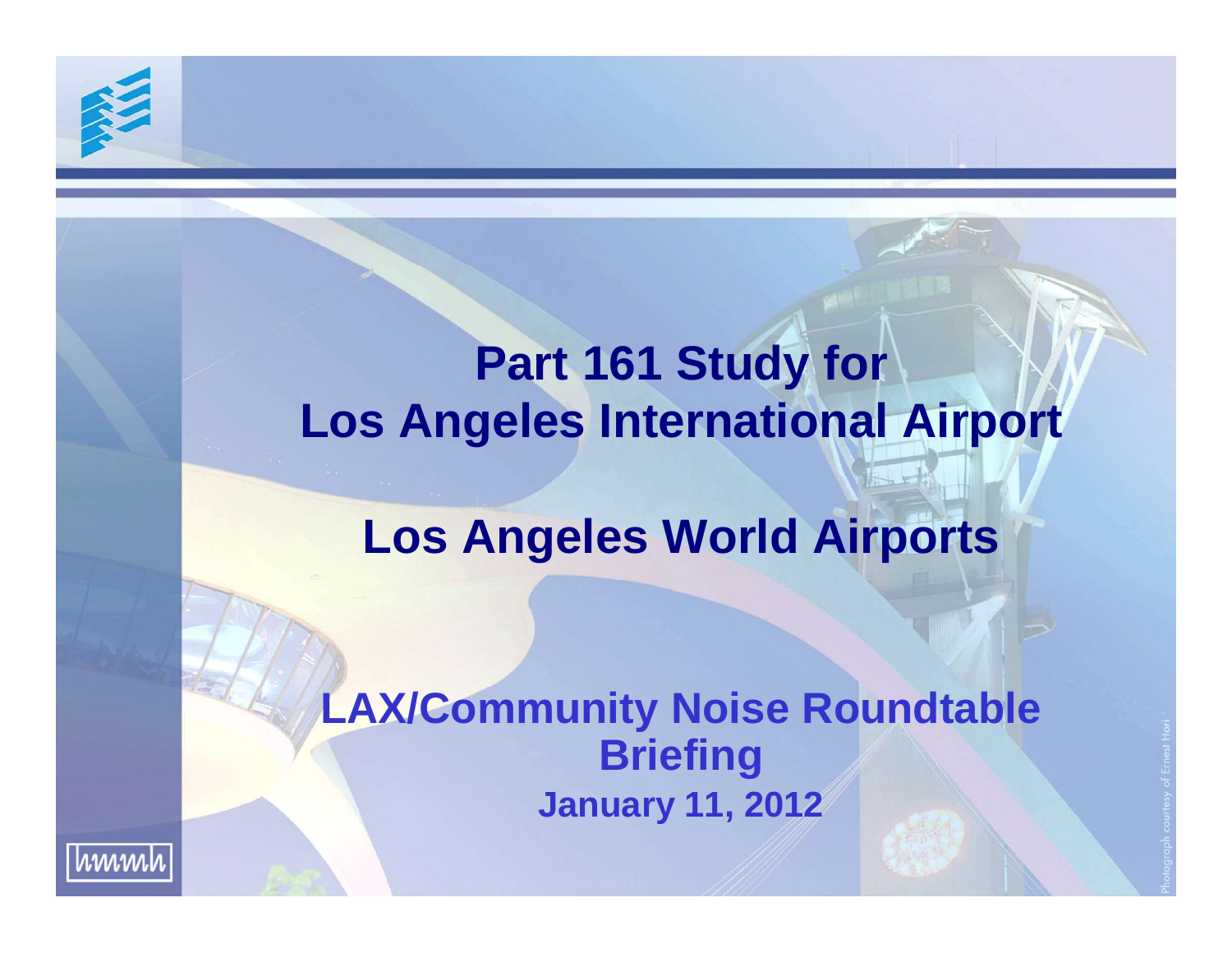# Part 161 Study for Los Angeles International Airport

## Los Angeles World Airports

### LAX/Community Noise Roundtable Briefing

**January 11, 2012**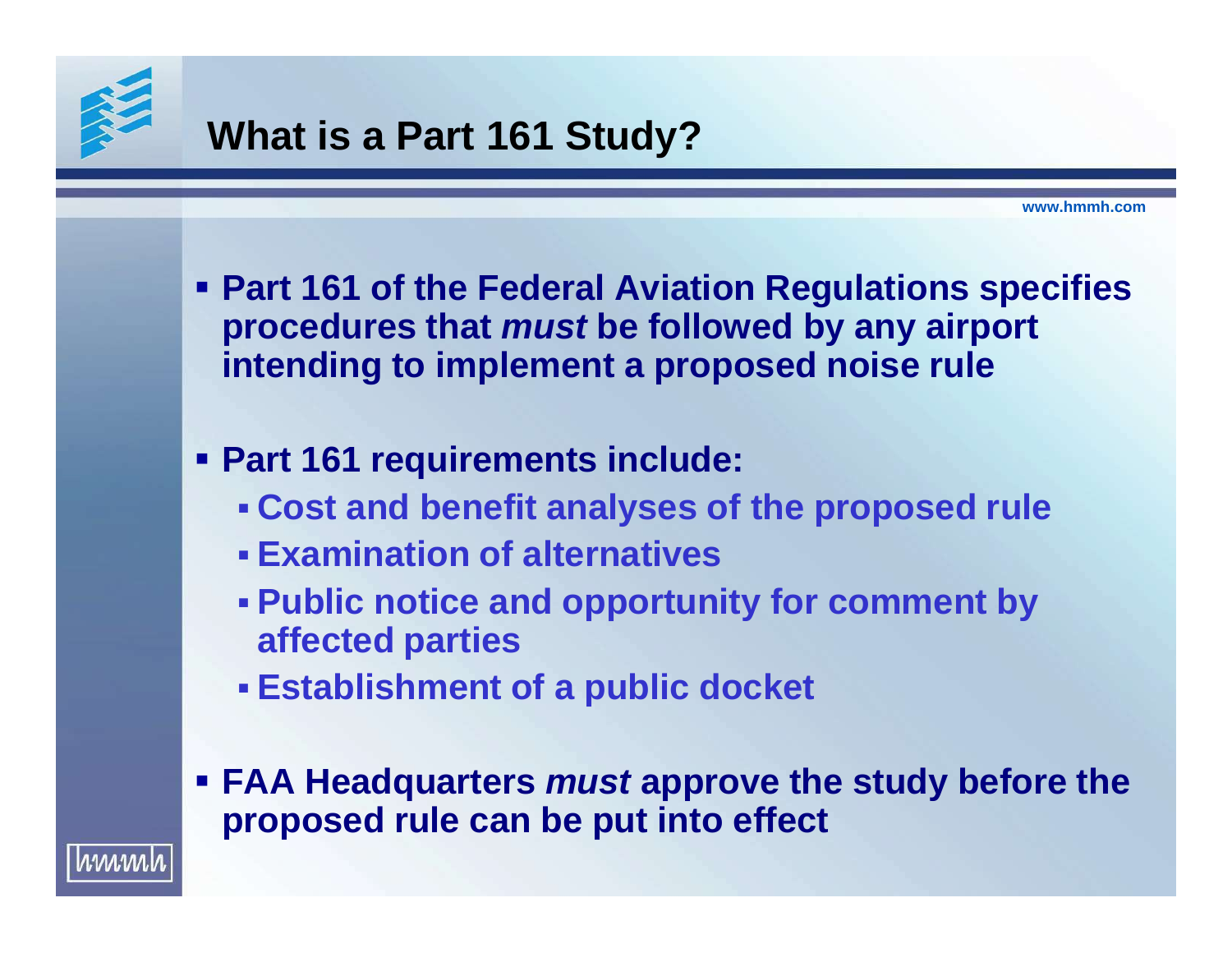# What is a Part 161 Study?

- **Part 161 of the Federal Aviation Regulations specifies procedures that *must* be followed by any airport intending to implement a proposed noise rule**
- **Part 161 requirements include:**
  - **Cost and benefit analyses of the proposed rule**
  - **Examination of alternatives**
  - **Public notice and opportunity for comment by affected parties**
  - **Establishment of a public docket**
- **FAA Headquarters *must* approve the study before the proposed rule can be put into effect**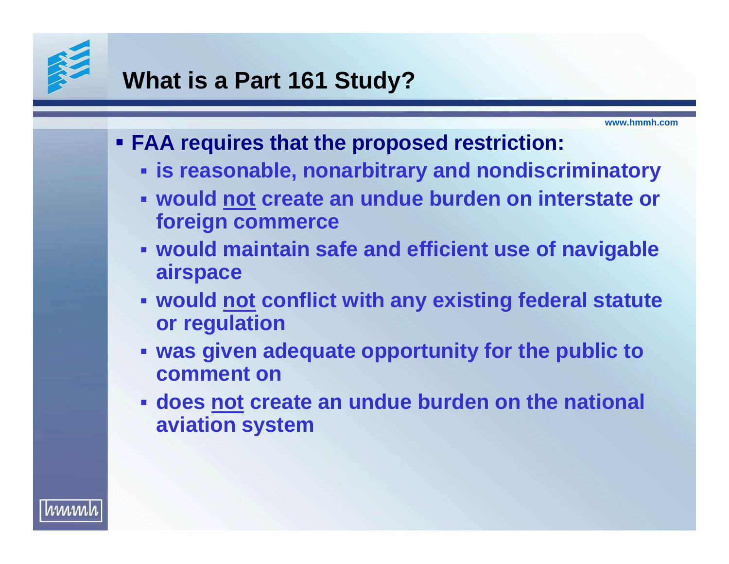# What is a Part 161 Study?

- **FAA requires that the proposed restriction:**
  - **is reasonable, nonarbitrary and nondiscriminatory**
  - **would not create an undue burden on interstate or foreign commerce**
  - **would maintain safe and efficient use of navigable airspace**
  - **would not conflict with any existing federal statute or regulation**
  - **was given adequate opportunity for the public to comment on**
  - **does not create an undue burden on the national aviation system**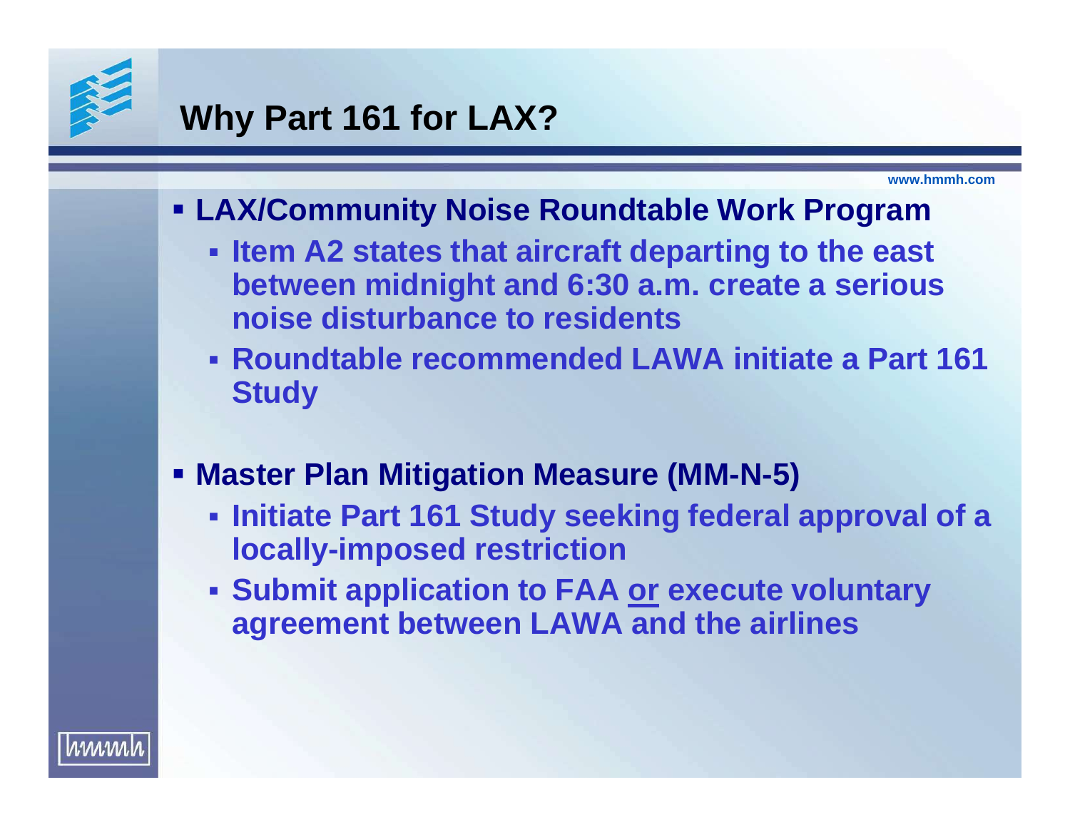# Why Part 161 for LAX?

- **LAX/Community Noise Roundtable Work Program**
  - **Item A2 states that aircraft departing to the east between midnight and 6:30 a.m. create a serious noise disturbance to residents**
  - **Roundtable recommended LAWA initiate a Part 161 Study**

- **Master Plan Mitigation Measure (MM-N-5)**
  - **Initiate Part 161 Study seeking federal approval of a locally-imposed restriction**
  - **Submit application to FAA <u>or</u> execute voluntary agreement between LAWA and the airlines**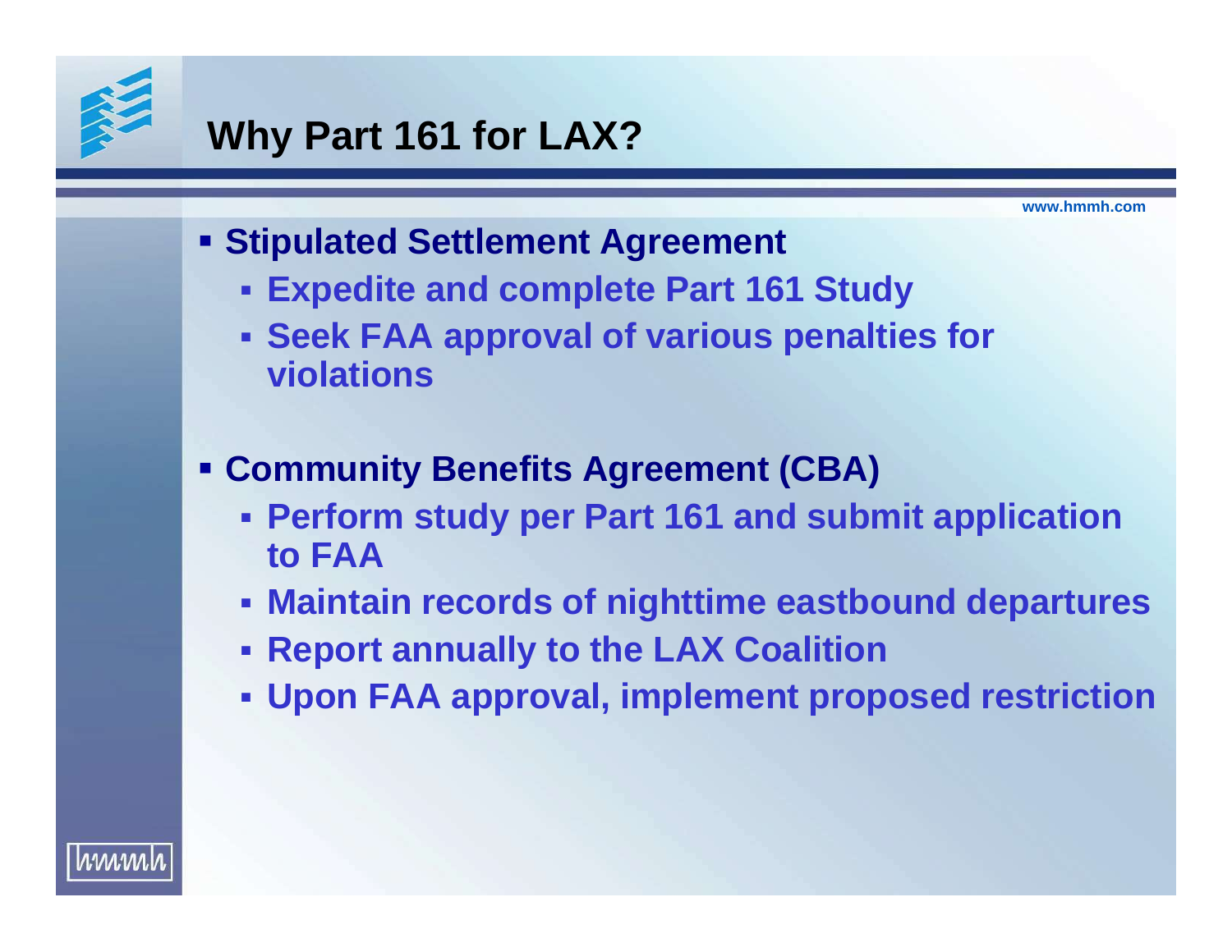# Why Part 161 for LAX?

- **Stipulated Settlement Agreement**
  - **Expedite and complete Part 161 Study**
  - **Seek FAA approval of various penalties for violations**

- **Community Benefits Agreement (CBA)**
  - **Perform study per Part 161 and submit application to FAA**
  - **Maintain records of nighttime eastbound departures**
  - **Report annually to the LAX Coalition**
  - **Upon FAA approval, implement proposed restriction**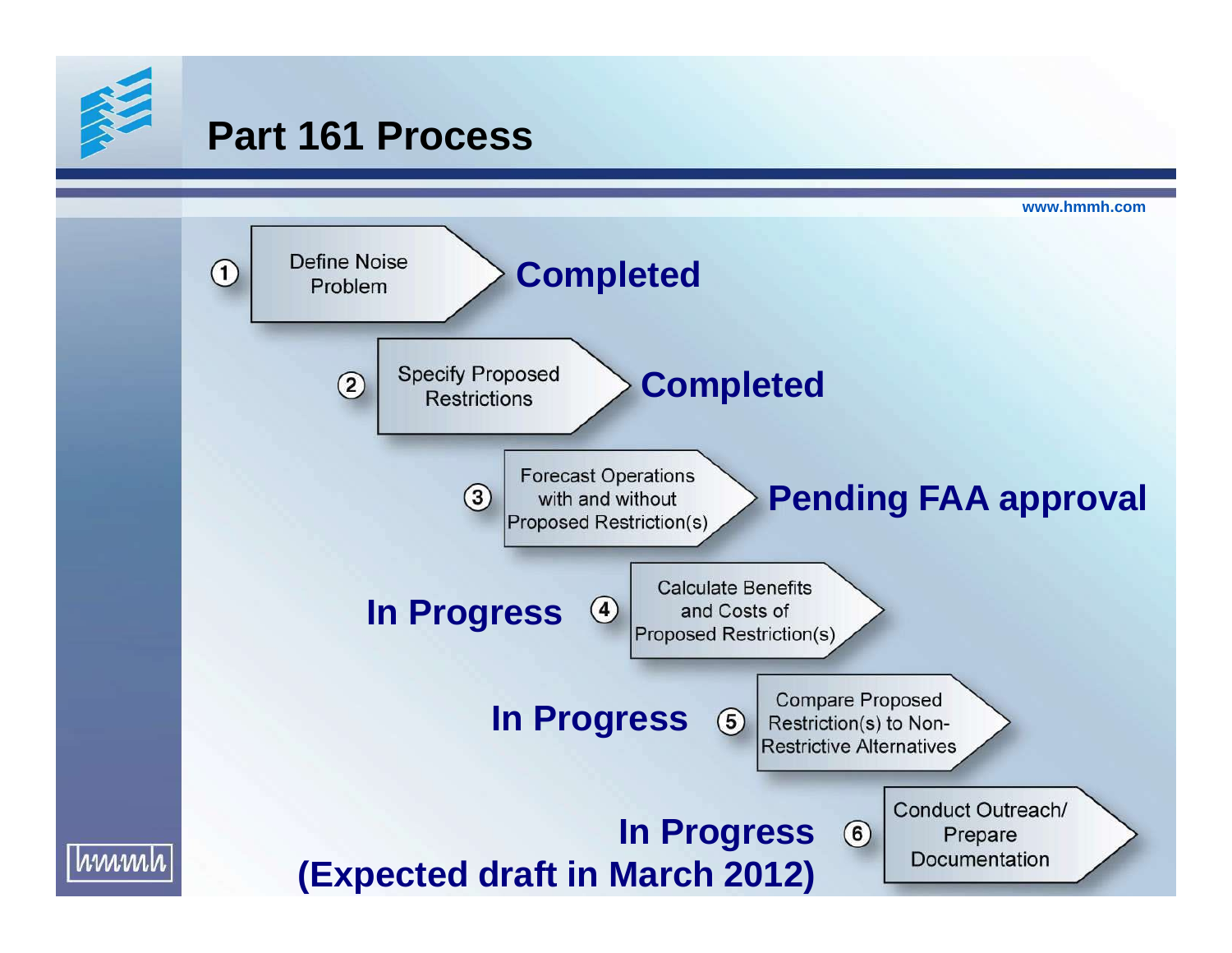# Part 161 Process

www.hmmh.com

1. Define Noise Problem — **Completed**
2. Specify Proposed Restrictions — **Completed**
3. Forecast Operations with and without Proposed Restriction(s) — **Pending FAA approval**
4. Calculate Benefits and Costs of Proposed Restriction(s) — **In Progress**
5. Compare Proposed Restriction(s) to Non-Restrictive Alternatives — **In Progress**
6. Conduct Outreach/ Prepare Documentation — **In Progress (Expected draft in March 2012)**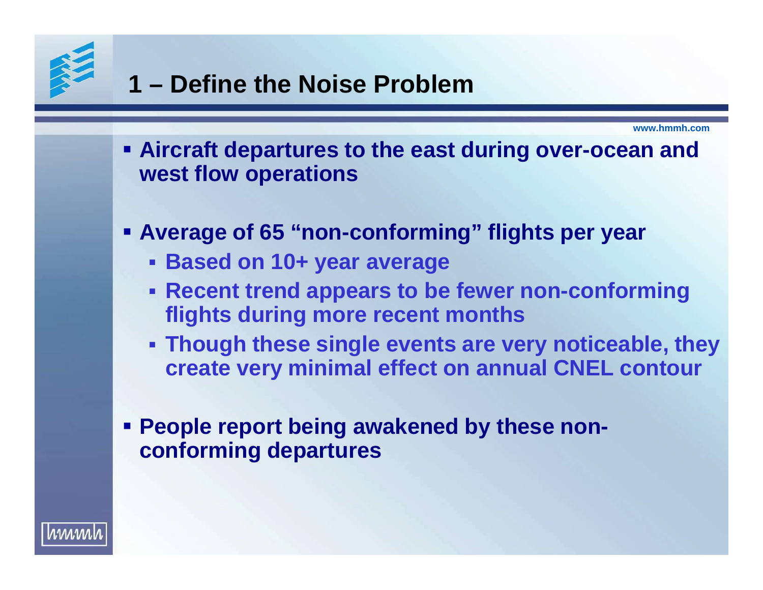# 1 – Define the Noise Problem

- **Aircraft departures to the east during over-ocean and west flow operations**
- **Average of 65 “non-conforming” flights per year**
  - **Based on 10+ year average**
  - **Recent trend appears to be fewer non-conforming flights during more recent months**
  - **Though these single events are very noticeable, they create very minimal effect on annual CNEL contour**
- **People report being awakened by these non-conforming departures**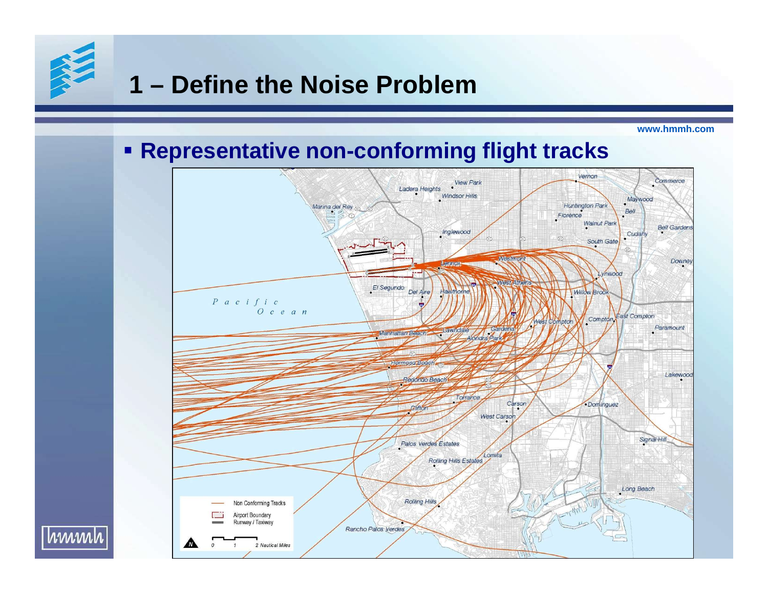# 1 – Define the Noise Problem

- **Representative non-conforming flight tracks**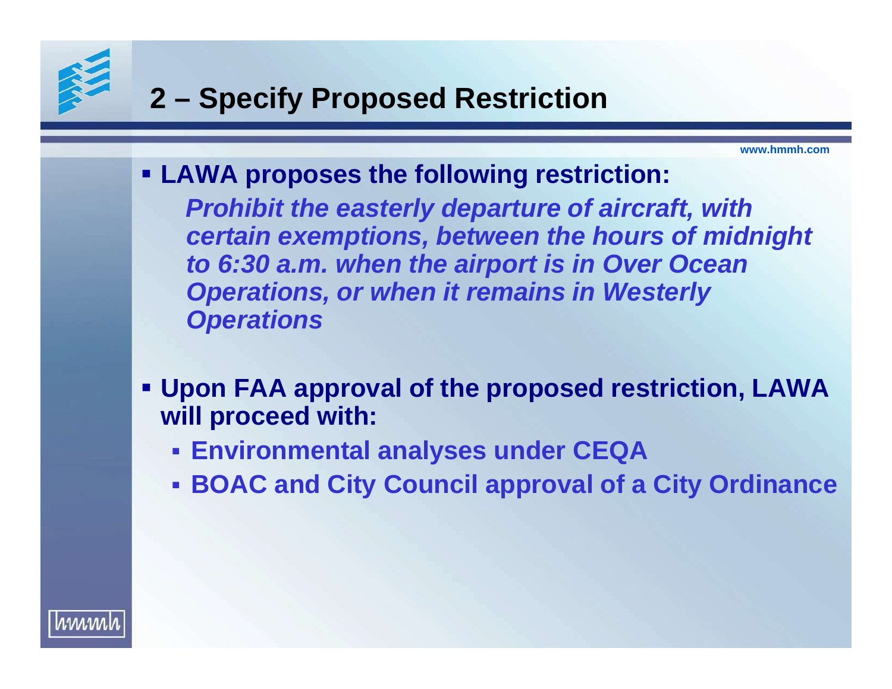# 2 – Specify Proposed Restriction

- **LAWA proposes the following restriction:**

  ***Prohibit the easterly departure of aircraft, with certain exemptions, between the hours of midnight to 6:30 a.m. when the airport is in Over Ocean Operations, or when it remains in Westerly Operations***

- **Upon FAA approval of the proposed restriction, LAWA will proceed with:**
  - **Environmental analyses under CEQA**
  - **BOAC and City Council approval of a City Ordinance**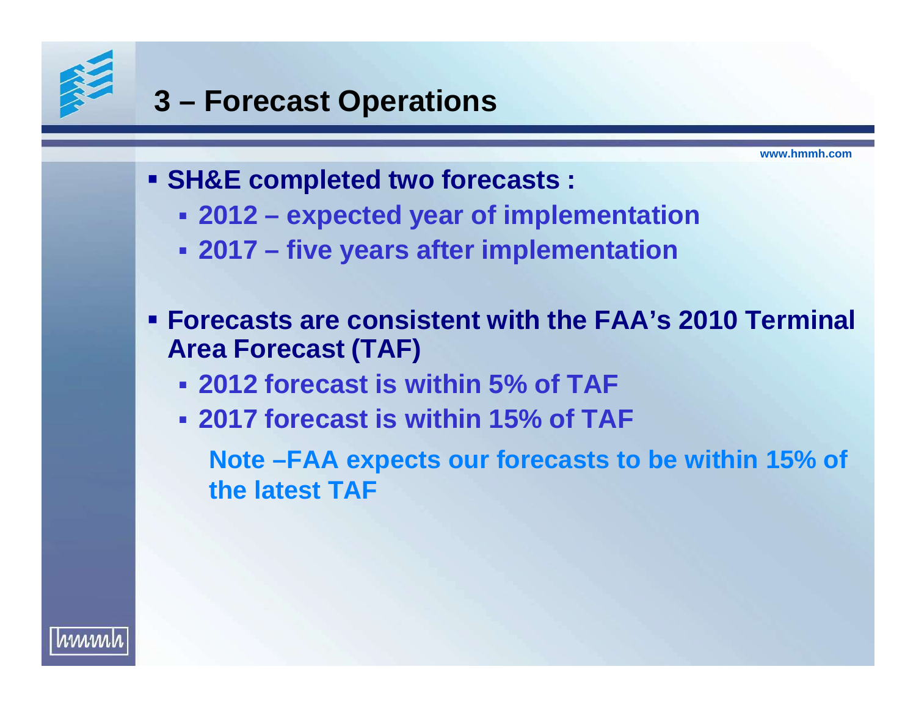# 3 – Forecast Operations

- **SH&E completed two forecasts :**
  - **2012 – expected year of implementation**
  - **2017 – five years after implementation**

- **Forecasts are consistent with the FAA's 2010 Terminal Area Forecast (TAF)**
  - **2012 forecast is within 5% of TAF**
  - **2017 forecast is within 15% of TAF**

  **Note –FAA expects our forecasts to be within 15% of the latest TAF**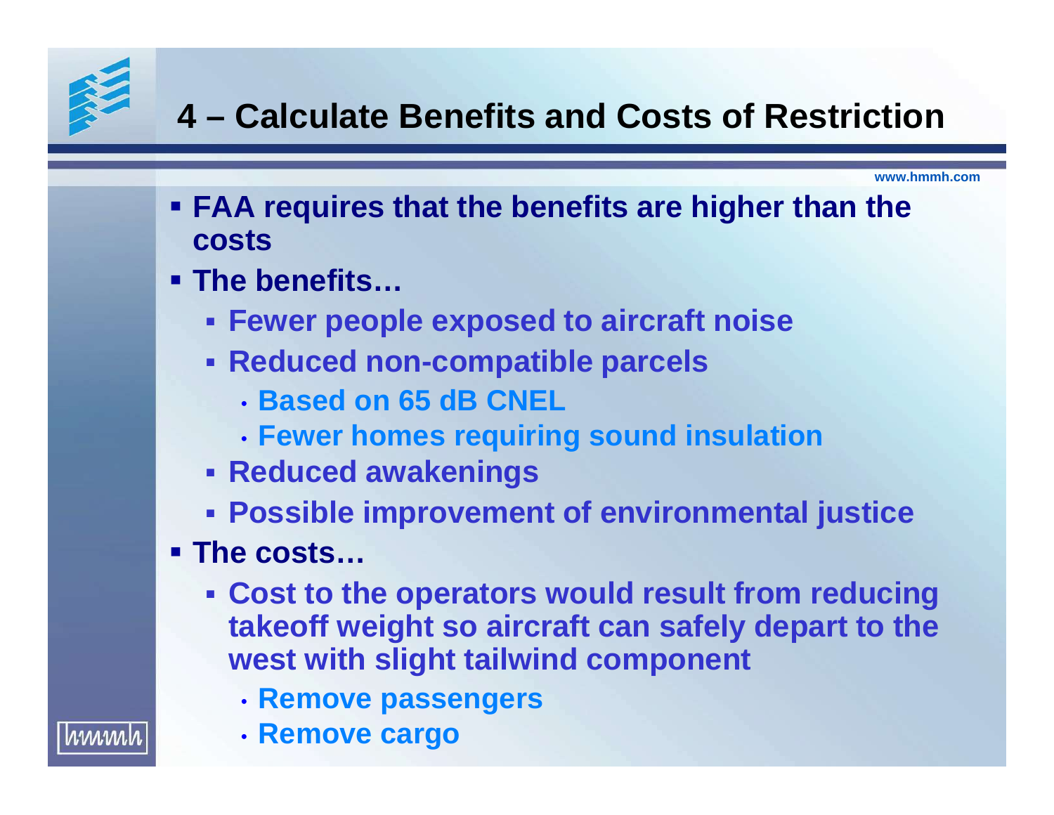# 4 – Calculate Benefits and Costs of Restriction

- FAA requires that the benefits are higher than the costs
- The benefits…
  - Fewer people exposed to aircraft noise
  - Reduced non-compatible parcels
    - Based on 65 dB CNEL
    - Fewer homes requiring sound insulation
  - Reduced awakenings
  - Possible improvement of environmental justice
- The costs…
  - Cost to the operators would result from reducing takeoff weight so aircraft can safely depart to the west with slight tailwind component
    - Remove passengers
    - Remove cargo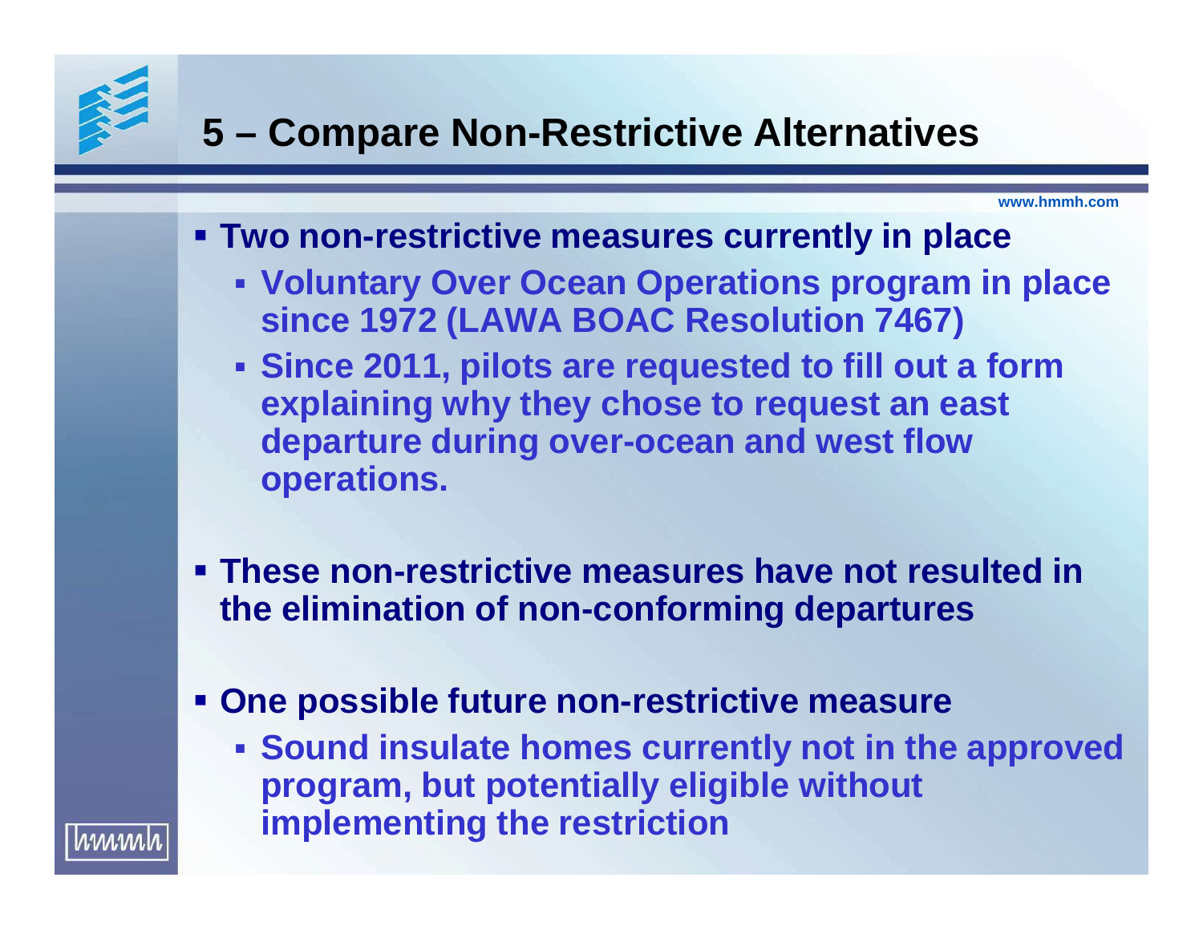# 5 – Compare Non-Restrictive Alternatives

- Two non-restrictive measures currently in place
  - Voluntary Over Ocean Operations program in place since 1972 (LAWA BOAC Resolution 7467)
  - Since 2011, pilots are requested to fill out a form explaining why they chose to request an east departure during over-ocean and west flow operations.
- These non-restrictive measures have not resulted in the elimination of non-conforming departures
- One possible future non-restrictive measure
  - Sound insulate homes currently not in the approved program, but potentially eligible without implementing the restriction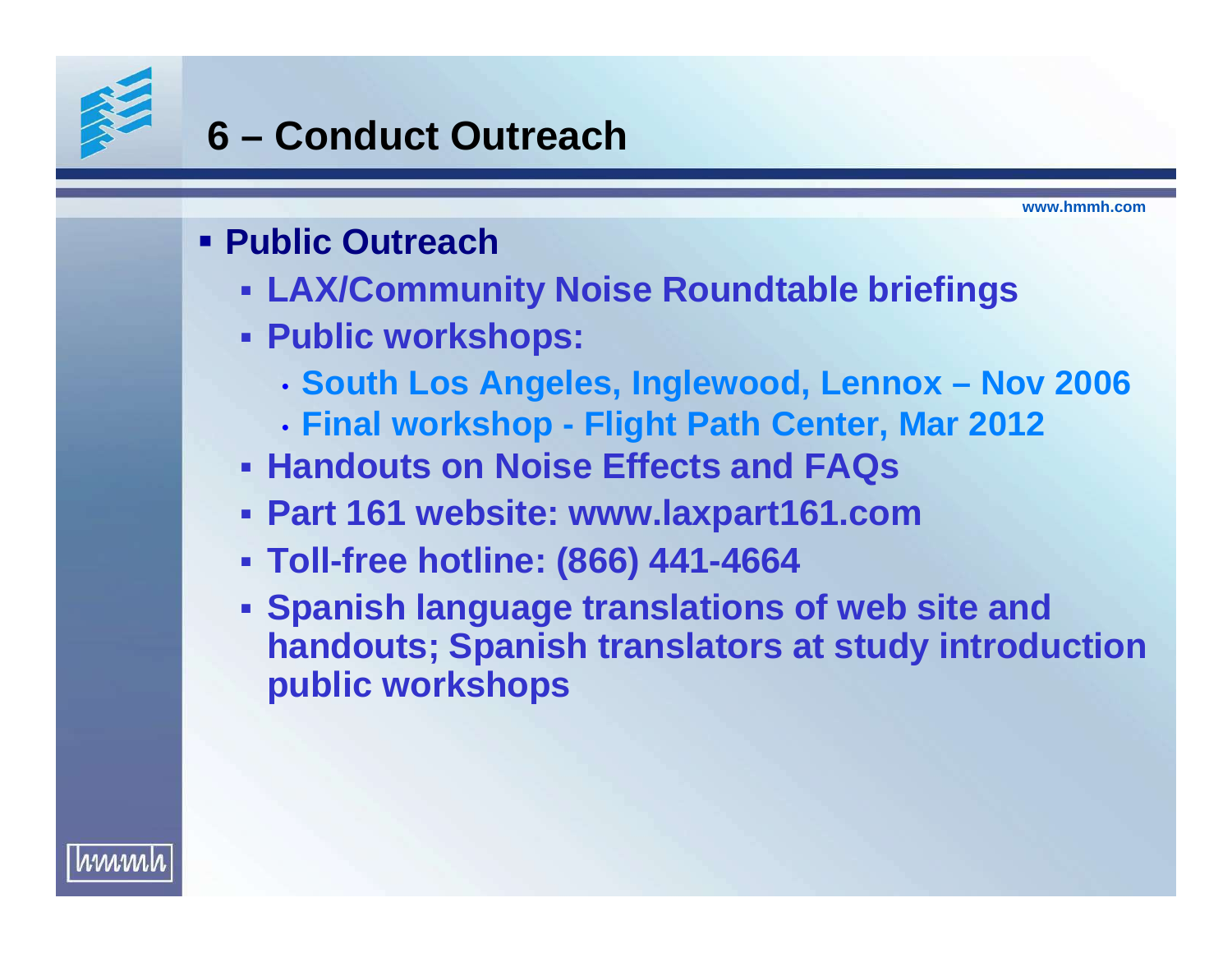# 6 – Conduct Outreach

- **Public Outreach**
  - **LAX/Community Noise Roundtable briefings**
  - **Public workshops:**
    - **South Los Angeles, Inglewood, Lennox – Nov 2006**
    - **Final workshop - Flight Path Center, Mar 2012**
  - **Handouts on Noise Effects and FAQs**
  - **Part 161 website: www.laxpart161.com**
  - **Toll-free hotline: (866) 441-4664**
  - **Spanish language translations of web site and handouts; Spanish translators at study introduction public workshops**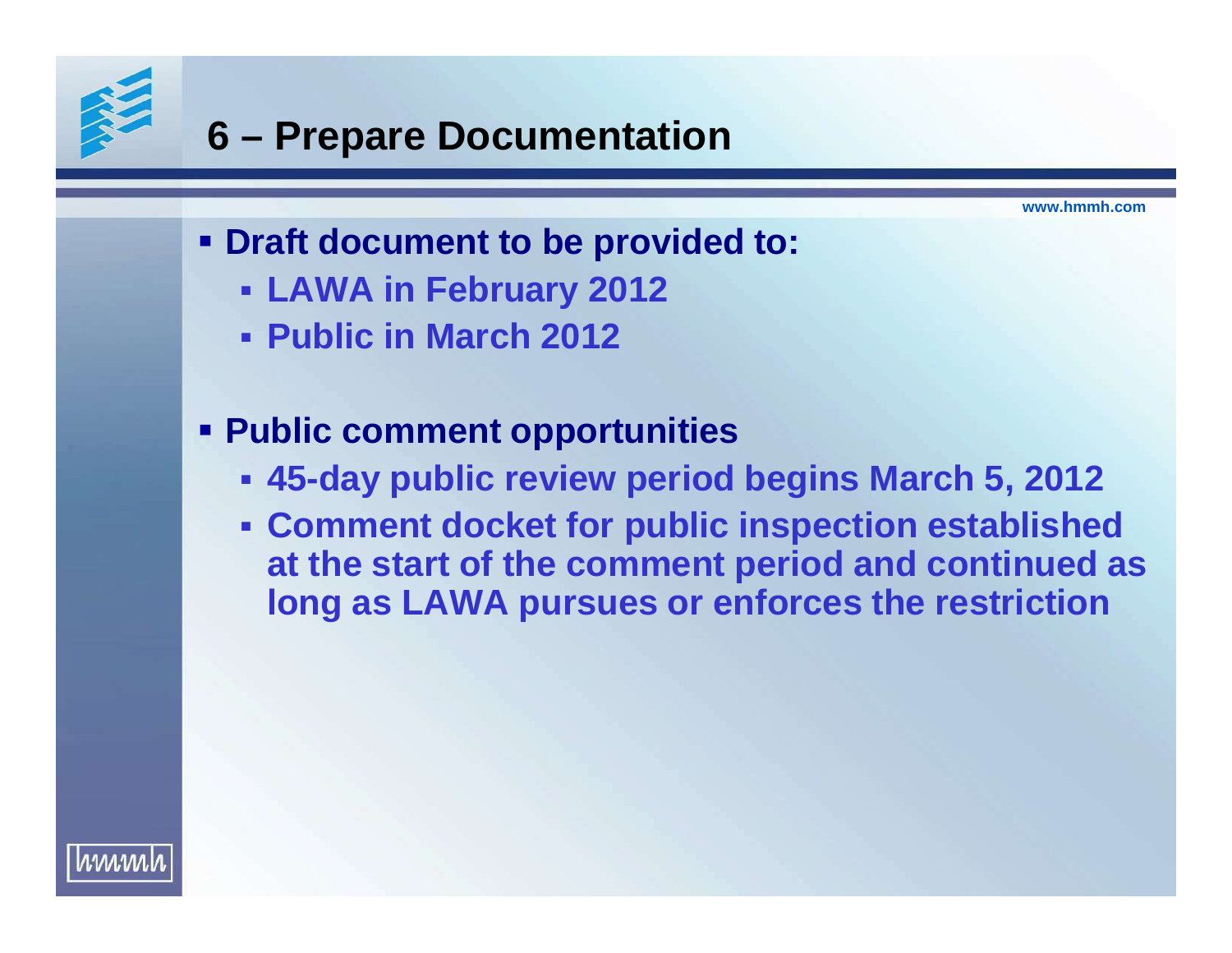# 6 – Prepare Documentation

- Draft document to be provided to:
  - LAWA in February 2012
  - Public in March 2012

- Public comment opportunities
  - 45-day public review period begins March 5, 2012
  - Comment docket for public inspection established at the start of the comment period and continued as long as LAWA pursues or enforces the restriction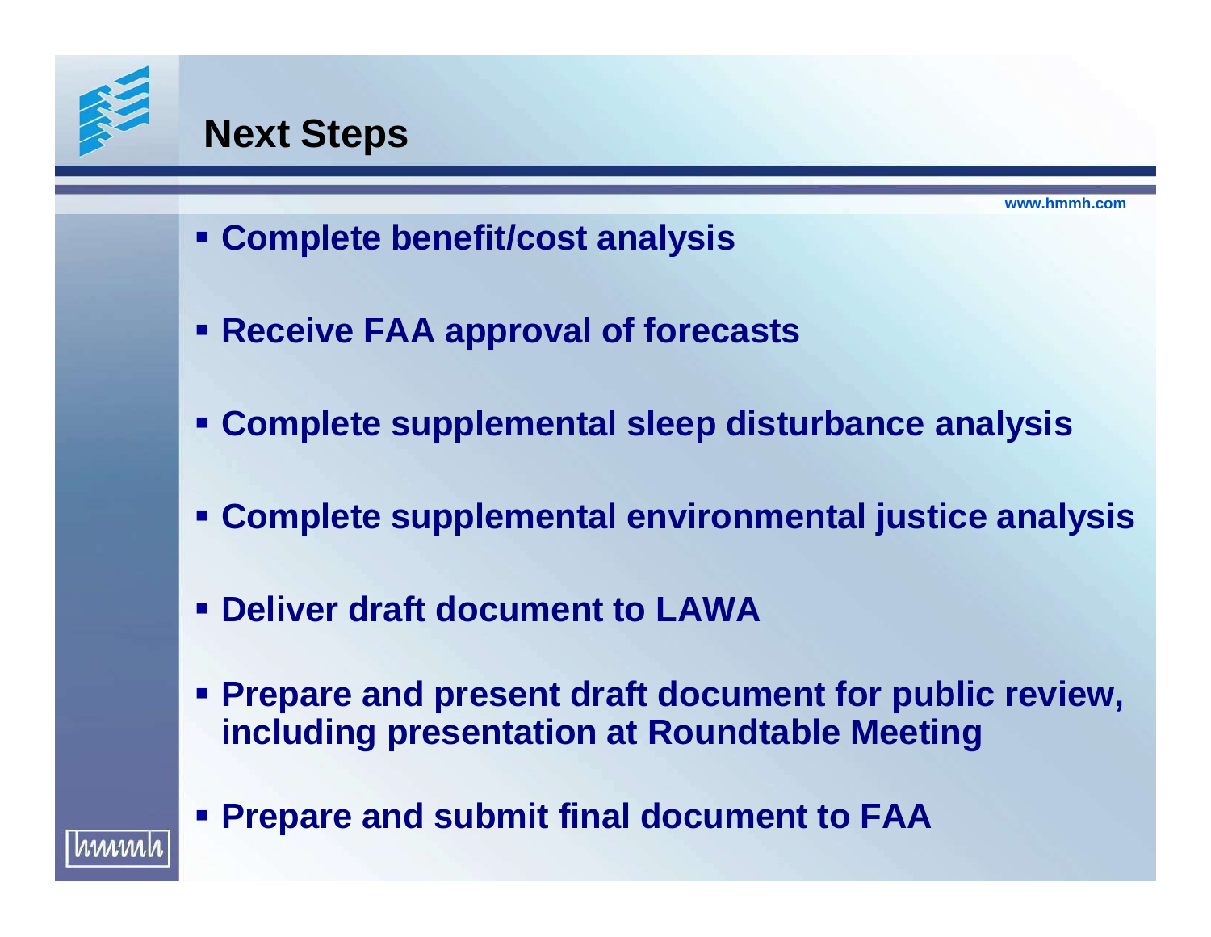# Next Steps

- Complete benefit/cost analysis
- Receive FAA approval of forecasts
- Complete supplemental sleep disturbance analysis
- Complete supplemental environmental justice analysis
- Deliver draft document to LAWA
- Prepare and present draft document for public review, including presentation at Roundtable Meeting
- Prepare and submit final document to FAA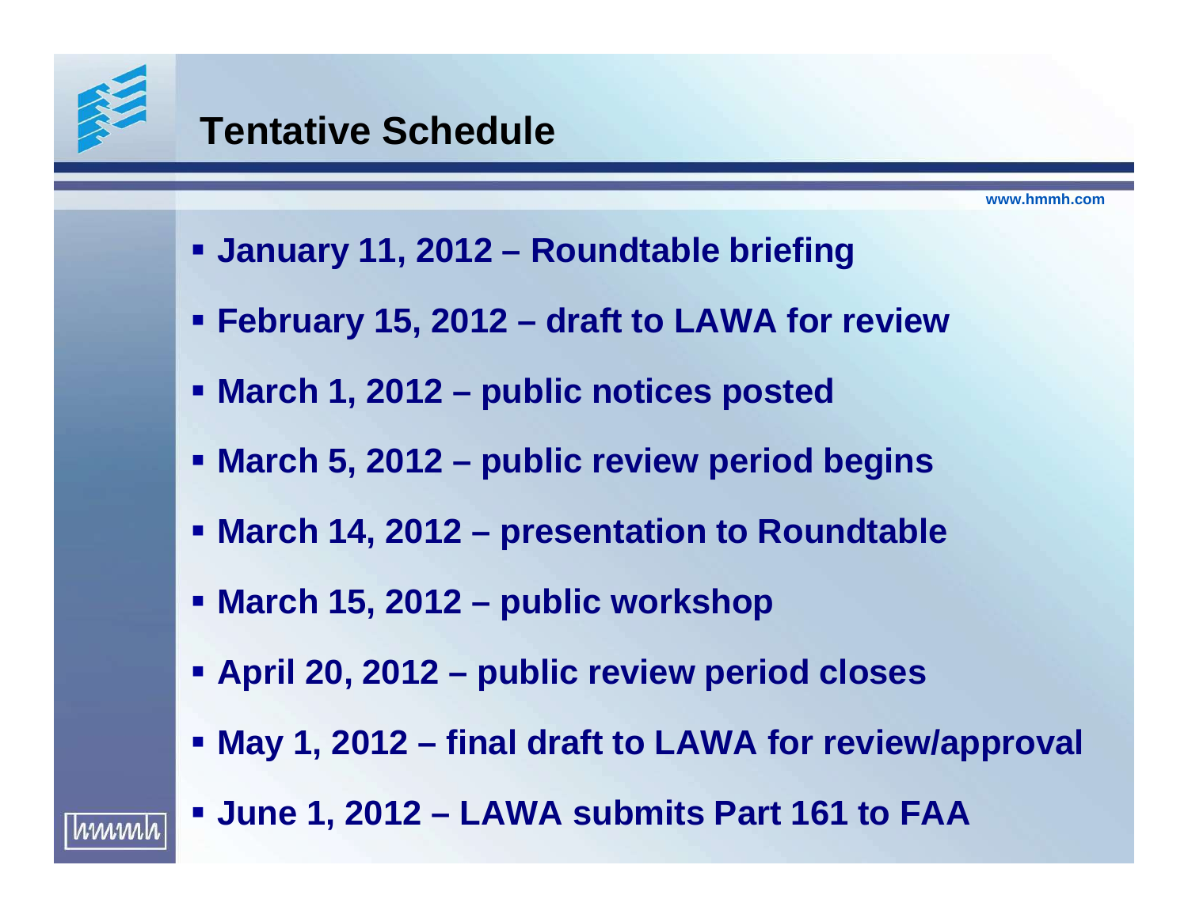# Tentative Schedule

- January 11, 2012 – Roundtable briefing
- February 15, 2012 – draft to LAWA for review
- March 1, 2012 – public notices posted
- March 5, 2012 – public review period begins
- March 14, 2012 – presentation to Roundtable
- March 15, 2012 – public workshop
- April 20, 2012 – public review period closes
- May 1, 2012 – final draft to LAWA for review/approval
- June 1, 2012 – LAWA submits Part 161 to FAA